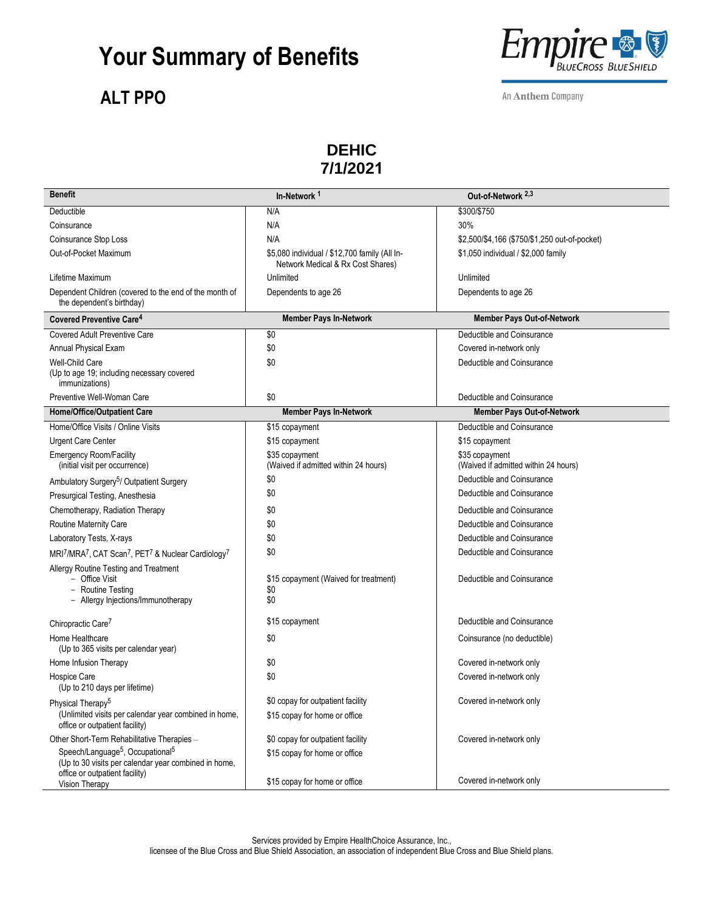# Your Summary of Benefits

## ALT PPO

Empire BlueCross BlueShield

An Anthem Company

**DEHIC**
**7/1/2021**

| Benefit | In-Network [1] | Out-of-Network [2,3] |
|---|---|---|
| Deductible | N/A | $300/$750 |
| Coinsurance | N/A | 30% |
| Coinsurance Stop Loss | N/A | $2,500/$4,166 ($750/$1,250 out-of-pocket) |
| Out-of-Pocket Maximum | $5,080 individual / $12,700 family (All In-Network Medical & Rx Cost Shares) | $1,050 individual / $2,000 family |
| Lifetime Maximum | Unlimited | Unlimited |
| Dependent Children (covered to the end of the month of the dependent's birthday) | Dependents to age 26 | Dependents to age 26 |
| **Covered Preventive Care[4]** | **Member Pays In-Network** | **Member Pays Out-of-Network** |
| Covered Adult Preventive Care | $0 | Deductible and Coinsurance |
| Annual Physical Exam | $0 | Covered in-network only |
| Well-Child Care (Up to age 19; including necessary covered immunizations) | $0 | Deductible and Coinsurance |
| Preventive Well-Woman Care | $0 | Deductible and Coinsurance |
| **Home/Office/Outpatient Care** | **Member Pays In-Network** | **Member Pays Out-of-Network** |
| Home/Office Visits / Online Visits | $15 copayment | Deductible and Coinsurance |
| Urgent Care Center | $15 copayment | $15 copayment |
| Emergency Room/Facility (initial visit per occurrence) | $35 copayment (Waived if admitted within 24 hours) | $35 copayment (Waived if admitted within 24 hours) |
| Ambulatory Surgery[5]/ Outpatient Surgery | $0 | Deductible and Coinsurance |
| Presurgical Testing, Anesthesia | $0 | Deductible and Coinsurance |
| Chemotherapy, Radiation Therapy | $0 | Deductible and Coinsurance |
| Routine Maternity Care | $0 | Deductible and Coinsurance |
| Laboratory Tests, X-rays | $0 | Deductible and Coinsurance |
| MRI[7]/MRA[7], CAT Scan[7], PET[7] & Nuclear Cardiology[7] | $0 | Deductible and Coinsurance |
| Allergy Routine Testing and Treatment<br>– Office Visit<br>– Routine Testing<br>– Allergy Injections/Immunotherapy | <br>$15 copayment (Waived for treatment)<br>$0<br>$0 | Deductible and Coinsurance |
| Chiropractic Care[7] | $15 copayment | Deductible and Coinsurance |
| Home Healthcare (Up to 365 visits per calendar year) | $0 | Coinsurance (no deductible) |
| Home Infusion Therapy | $0 | Covered in-network only |
| Hospice Care (Up to 210 days per lifetime) | $0 | Covered in-network only |
| Physical Therapy[5] (Unlimited visits per calendar year combined in home, office or outpatient facility) | $0 copay for outpatient facility<br>$15 copay for home or office | Covered in-network only |
| Other Short-Term Rehabilitative Therapies – Speech/Language[5], Occupational[5] (Up to 30 visits per calendar year combined in home, office or outpatient facility) | $0 copay for outpatient facility<br>$15 copay for home or office | Covered in-network only |
| Vision Therapy | $15 copay for home or office | Covered in-network only |

Services provided by Empire HealthChoice Assurance, Inc., licensee of the Blue Cross and Blue Shield Association, an association of independent Blue Cross and Blue Shield plans.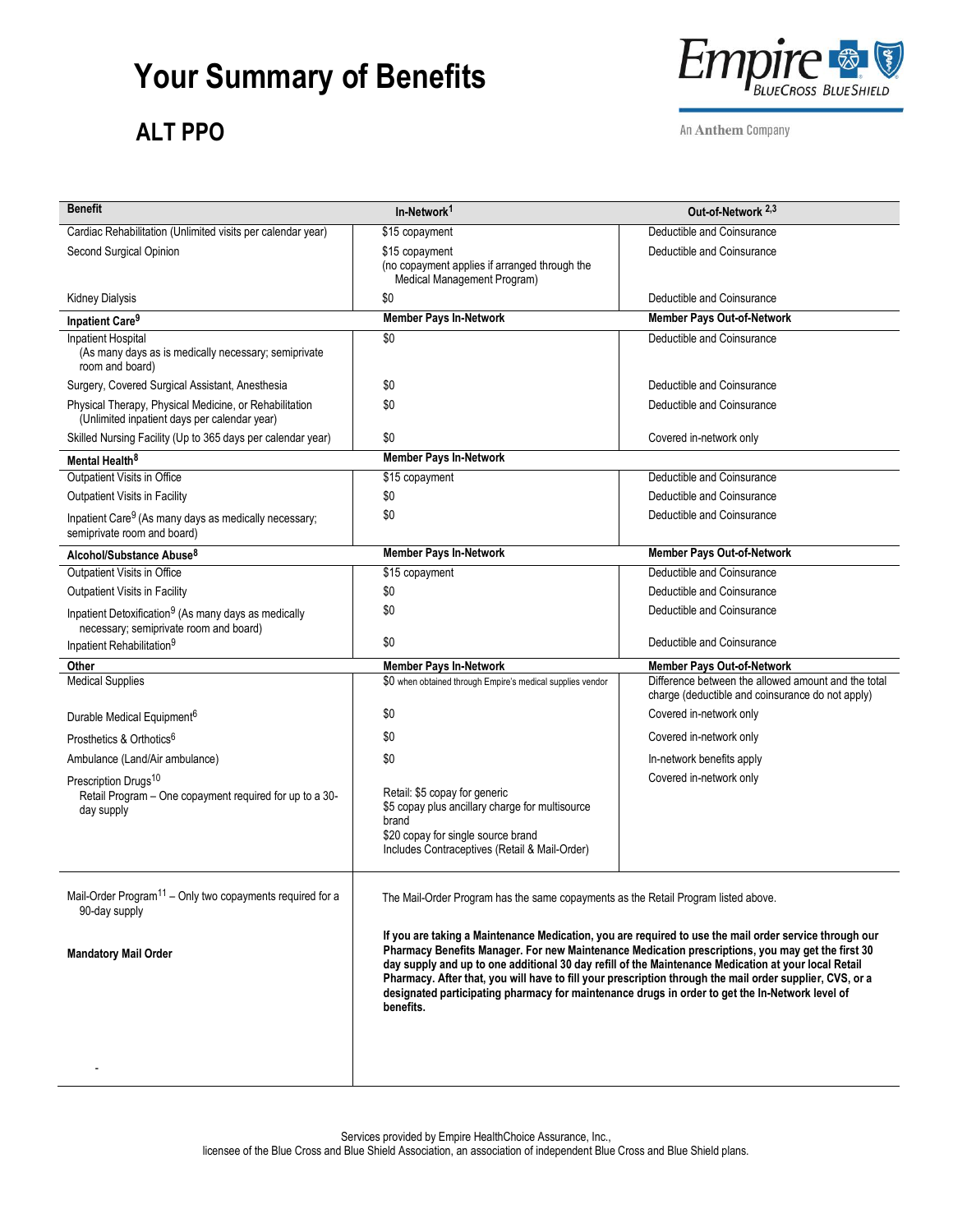# Your Summary of Benefits

## ALT PPO

| Benefit | In-Network[1] | Out-of-Network [2,3] |
|---|---|---|
| Cardiac Rehabilitation (Unlimited visits per calendar year) | $15 copayment | Deductible and Coinsurance |
| Second Surgical Opinion | $15 copayment (no copayment applies if arranged through the Medical Management Program) | Deductible and Coinsurance |
| Kidney Dialysis | $0 | Deductible and Coinsurance |
| **Inpatient Care[9]** | **Member Pays In-Network** | **Member Pays Out-of-Network** |
| Inpatient Hospital (As many days as is medically necessary; semiprivate room and board) | $0 | Deductible and Coinsurance |
| Surgery, Covered Surgical Assistant, Anesthesia | $0 | Deductible and Coinsurance |
| Physical Therapy, Physical Medicine, or Rehabilitation (Unlimited inpatient days per calendar year) | $0 | Deductible and Coinsurance |
| Skilled Nursing Facility (Up to 365 days per calendar year) | $0 | Covered in-network only |
| **Mental Health[8]** | **Member Pays In-Network** | |
| Outpatient Visits in Office | $15 copayment | Deductible and Coinsurance |
| Outpatient Visits in Facility | $0 | Deductible and Coinsurance |
| Inpatient Care[9] (As many days as medically necessary; semiprivate room and board) | $0 | Deductible and Coinsurance |
| **Alcohol/Substance Abuse[8]** | **Member Pays In-Network** | **Member Pays Out-of-Network** |
| Outpatient Visits in Office | $15 copayment | Deductible and Coinsurance |
| Outpatient Visits in Facility | $0 | Deductible and Coinsurance |
| Inpatient Detoxification[9] (As many days as medically necessary; semiprivate room and board) | $0 | Deductible and Coinsurance |
| Inpatient Rehabilitation[9] | $0 | Deductible and Coinsurance |
| **Other** | **Member Pays In-Network** | **Member Pays Out-of-Network** |
| Medical Supplies | $0 when obtained through Empire's medical supplies vendor | Difference between the allowed amount and the total charge (deductible and coinsurance do not apply) |
| Durable Medical Equipment[6] | $0 | Covered in-network only |
| Prosthetics & Orthotics[6] | $0 | Covered in-network only |
| Ambulance (Land/Air ambulance) | $0 | In-network benefits apply |
| Prescription Drugs[10] Retail Program – One copayment required for up to a 30-day supply | Retail: $5 copay for generic<br>$5 copay plus ancillary charge for multisource brand<br>$20 copay for single source brand<br>Includes Contraceptives (Retail & Mail-Order) | Covered in-network only |
| Mail-Order Program[11] – Only two copayments required for a 90-day supply | The Mail-Order Program has the same copayments as the Retail Program listed above. | |
| **Mandatory Mail Order** | **If you are taking a Maintenance Medication, you are required to use the mail order service through our Pharmacy Benefits Manager. For new Maintenance Medication prescriptions, you may get the first 30 day supply and up to one additional 30 day refill of the Maintenance Medication at your local Retail Pharmacy. After that, you will have to fill your prescription through the mail order supplier, CVS, or a designated participating pharmacy for maintenance drugs in order to get the In-Network level of benefits.** | |

Services provided by Empire HealthChoice Assurance, Inc., licensee of the Blue Cross and Blue Shield Association, an association of independent Blue Cross and Blue Shield plans.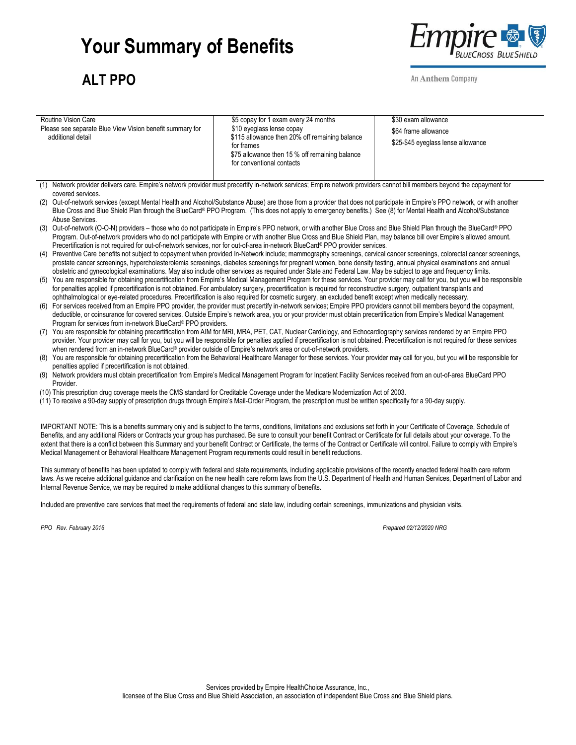# Your Summary of Benefits

## ALT PPO

| | | |
|---|---|---|
| Routine Vision Care<br>Please see separate Blue View Vision benefit summary for additional detail | $5 copay for 1 exam every 24 months<br>$10 eyeglass lense copay<br>$115 allowance then 20% off remaining balance for frames<br>$75 allowance then 15 % off remaining balance for conventional contacts | $30 exam allowance<br>$64 frame allowance<br>$25-$45 eyeglass lense allowance |

(1) Network provider delivers care. Empire's network provider must precertify in-network services; Empire network providers cannot bill members beyond the copayment for covered services.

(2) Out-of-network services (except Mental Health and Alcohol/Substance Abuse) are those from a provider that does not participate in Empire's PPO network, or with another Blue Cross and Blue Shield Plan through the BlueCard® PPO Program. (This does not apply to emergency benefits.) See (8) for Mental Health and Alcohol/Substance Abuse Services.

(3) Out-of-network (O-O-N) providers – those who do not participate in Empire's PPO network, or with another Blue Cross and Blue Shield Plan through the BlueCard® PPO Program. Out-of-network providers who do not participate with Empire or with another Blue Cross and Blue Shield Plan, may balance bill over Empire's allowed amount. Precertification is not required for out-of-network services, nor for out-of-area in-network BlueCard® PPO provider services.

(4) Preventive Care benefits not subject to copayment when provided In-Network include; mammography screenings, cervical cancer screenings, colorectal cancer screenings, prostate cancer screenings, hypercholesterolemia screenings, diabetes screenings for pregnant women, bone density testing, annual physical examinations and annual obstetric and gynecological examinations. May also include other services as required under State and Federal Law. May be subject to age and frequency limits.

(5) You are responsible for obtaining precertification from Empire's Medical Management Program for these services. Your provider may call for you, but you will be responsible for penalties applied if precertification is not obtained. For ambulatory surgery, precertification is required for reconstructive surgery, outpatient transplants and ophthalmological or eye-related procedures. Precertification is also required for cosmetic surgery, an excluded benefit except when medically necessary.

(6) For services received from an Empire PPO provider, the provider must precertify in-network services; Empire PPO providers cannot bill members beyond the copayment, deductible, or coinsurance for covered services. Outside Empire's network area, you or your provider must obtain precertification from Empire's Medical Management Program for services from in-network BlueCard® PPO providers.

(7) You are responsible for obtaining precertification from AIM for MRI, MRA, PET, CAT, Nuclear Cardiology, and Echocardiography services rendered by an Empire PPO provider. Your provider may call for you, but you will be responsible for penalties applied if precertification is not obtained. Precertification is not required for these services when rendered from an in-network BlueCard® provider outside of Empire's network area or out-of-network providers.

(8) You are responsible for obtaining precertification from the Behavioral Healthcare Manager for these services. Your provider may call for you, but you will be responsible for penalties applied if precertification is not obtained.

(9) Network providers must obtain precertification from Empire's Medical Management Program for Inpatient Facility Services received from an out-of-area BlueCard PPO Provider.

(10) This prescription drug coverage meets the CMS standard for Creditable Coverage under the Medicare Modernization Act of 2003.

(11) To receive a 90-day supply of prescription drugs through Empire's Mail-Order Program, the prescription must be written specifically for a 90-day supply.

IMPORTANT NOTE: This is a benefits summary only and is subject to the terms, conditions, limitations and exclusions set forth in your Certificate of Coverage, Schedule of Benefits, and any additional Riders or Contracts your group has purchased. Be sure to consult your benefit Contract or Certificate for full details about your coverage. To the extent that there is a conflict between this Summary and your benefit Contract or Certificate, the terms of the Contract or Certificate will control. Failure to comply with Empire's Medical Management or Behavioral Healthcare Management Program requirements could result in benefit reductions.

This summary of benefits has been updated to comply with federal and state requirements, including applicable provisions of the recently enacted federal health care reform laws. As we receive additional guidance and clarification on the new health care reform laws from the U.S. Department of Health and Human Services, Department of Labor and Internal Revenue Service, we may be required to make additional changes to this summary of benefits.

Included are preventive care services that meet the requirements of federal and state law, including certain screenings, immunizations and physician visits.

*PPO Rev. February 2016*

*Prepared 02/12/2020 NRG*

Services provided by Empire HealthChoice Assurance, Inc.,
licensee of the Blue Cross and Blue Shield Association, an association of independent Blue Cross and Blue Shield plans.